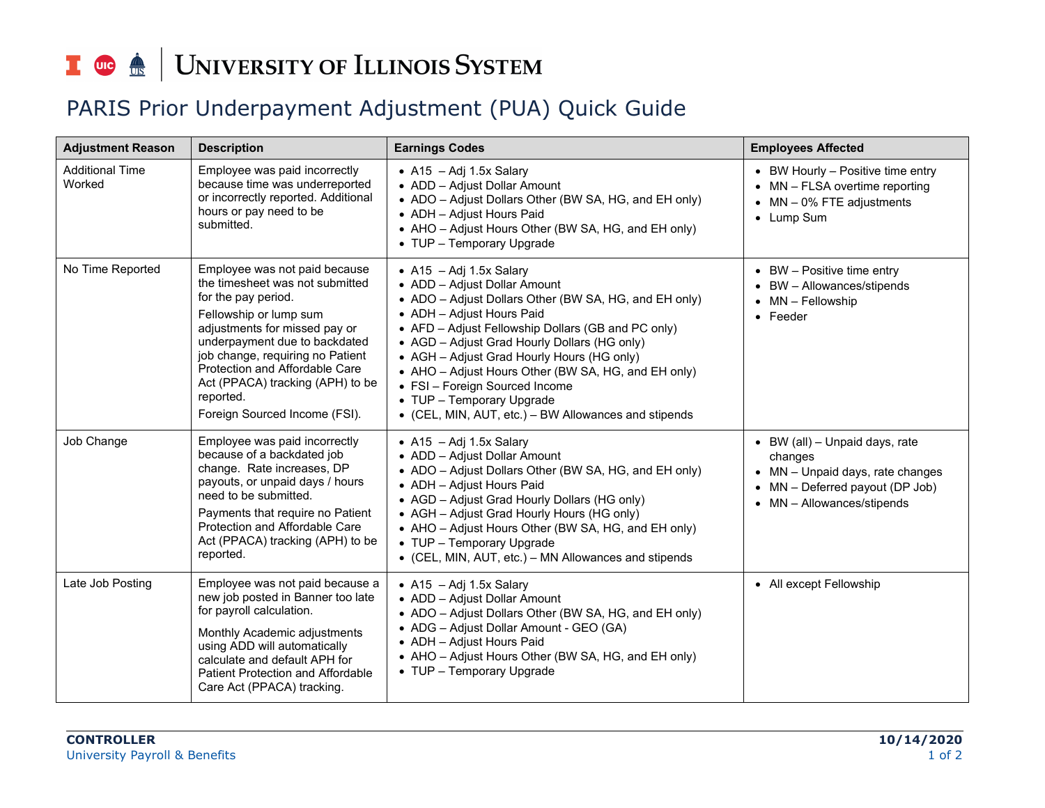# University of Illinois System

## PARIS Prior Underpayment Adjustment (PUA) Quick Guide

| Adjustment Reason | Description | Earnings Codes | Employees Affected |
|---|---|---|---|
| Additional Time Worked | Employee was paid incorrectly because time was underreported or incorrectly reported. Additional hours or pay need to be submitted. | • A15 – Adj 1.5x Salary<br>• ADD – Adjust Dollar Amount<br>• ADO – Adjust Dollars Other (BW SA, HG, and EH only)<br>• ADH – Adjust Hours Paid<br>• AHO – Adjust Hours Other (BW SA, HG, and EH only)<br>• TUP – Temporary Upgrade | • BW Hourly – Positive time entry<br>• MN – FLSA overtime reporting<br>• MN – 0% FTE adjustments<br>• Lump Sum |
| No Time Reported | Employee was not paid because the timesheet was not submitted for the pay period.<br><br>Fellowship or lump sum adjustments for missed pay or underpayment due to backdated job change, requiring no Patient Protection and Affordable Care Act (PPACA) tracking (APH) to be reported.<br><br>Foreign Sourced Income (FSI). | • A15 – Adj 1.5x Salary<br>• ADD – Adjust Dollar Amount<br>• ADO – Adjust Dollars Other (BW SA, HG, and EH only)<br>• ADH – Adjust Hours Paid<br>• AFD – Adjust Fellowship Dollars (GB and PC only)<br>• AGD – Adjust Grad Hourly Dollars (HG only)<br>• AGH – Adjust Grad Hourly Hours (HG only)<br>• AHO – Adjust Hours Other (BW SA, HG, and EH only)<br>• FSI – Foreign Sourced Income<br>• TUP – Temporary Upgrade<br>• (CEL, MIN, AUT, etc.) – BW Allowances and stipends | • BW – Positive time entry<br>• BW – Allowances/stipends<br>• MN – Fellowship<br>• Feeder |
| Job Change | Employee was paid incorrectly because of a backdated job change. Rate increases, DP payouts, or unpaid days / hours need to be submitted.<br><br>Payments that require no Patient Protection and Affordable Care Act (PPACA) tracking (APH) to be reported. | • A15 – Adj 1.5x Salary<br>• ADD – Adjust Dollar Amount<br>• ADO – Adjust Dollars Other (BW SA, HG, and EH only)<br>• ADH – Adjust Hours Paid<br>• AGD – Adjust Grad Hourly Dollars (HG only)<br>• AGH – Adjust Grad Hourly Hours (HG only)<br>• AHO – Adjust Hours Other (BW SA, HG, and EH only)<br>• TUP – Temporary Upgrade<br>• (CEL, MIN, AUT, etc.) – MN Allowances and stipends | • BW (all) – Unpaid days, rate changes<br>• MN – Unpaid days, rate changes<br>• MN – Deferred payout (DP Job)<br>• MN – Allowances/stipends |
| Late Job Posting | Employee was not paid because a new job posted in Banner too late for payroll calculation.<br><br>Monthly Academic adjustments using ADD will automatically calculate and default APH for Patient Protection and Affordable Care Act (PPACA) tracking. | • A15 – Adj 1.5x Salary<br>• ADD – Adjust Dollar Amount<br>• ADO – Adjust Dollars Other (BW SA, HG, and EH only)<br>• ADG – Adjust Dollar Amount - GEO (GA)<br>• ADH – Adjust Hours Paid<br>• AHO – Adjust Hours Other (BW SA, HG, and EH only)<br>• TUP – Temporary Upgrade | • All except Fellowship |

**CONTROLLER**
University Payroll & Benefits

**10/14/2020**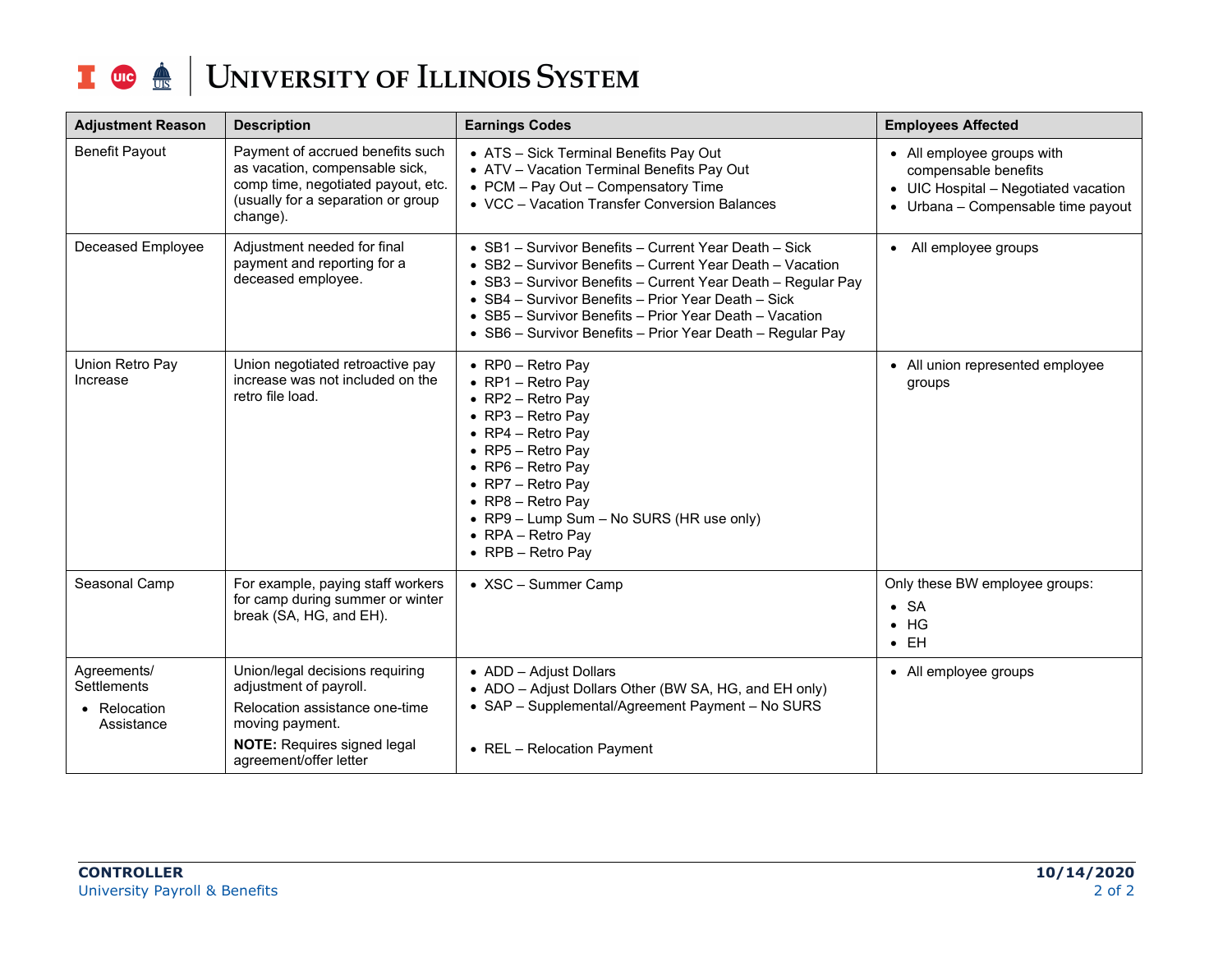| Adjustment Reason | Description | Earnings Codes | Employees Affected |
|---|---|---|---|
| Benefit Payout | Payment of accrued benefits such as vacation, compensable sick, comp time, negotiated payout, etc. (usually for a separation or group change). | • ATS – Sick Terminal Benefits Pay Out<br>• ATV – Vacation Terminal Benefits Pay Out<br>• PCM – Pay Out – Compensatory Time<br>• VCC – Vacation Transfer Conversion Balances | • All employee groups with compensable benefits<br>• UIC Hospital – Negotiated vacation<br>• Urbana – Compensable time payout |
| Deceased Employee | Adjustment needed for final payment and reporting for a deceased employee. | • SB1 – Survivor Benefits – Current Year Death – Sick<br>• SB2 – Survivor Benefits – Current Year Death – Vacation<br>• SB3 – Survivor Benefits – Current Year Death – Regular Pay<br>• SB4 – Survivor Benefits – Prior Year Death – Sick<br>• SB5 – Survivor Benefits – Prior Year Death – Vacation<br>• SB6 – Survivor Benefits – Prior Year Death – Regular Pay | • All employee groups |
| Union Retro Pay Increase | Union negotiated retroactive pay increase was not included on the retro file load. | • RP0 – Retro Pay<br>• RP1 – Retro Pay<br>• RP2 – Retro Pay<br>• RP3 – Retro Pay<br>• RP4 – Retro Pay<br>• RP5 – Retro Pay<br>• RP6 – Retro Pay<br>• RP7 – Retro Pay<br>• RP8 – Retro Pay<br>• RP9 – Lump Sum – No SURS (HR use only)<br>• RPA – Retro Pay<br>• RPB – Retro Pay | • All union represented employee groups |
| Seasonal Camp | For example, paying staff workers for camp during summer or winter break (SA, HG, and EH). | • XSC – Summer Camp | Only these BW employee groups:<br>• SA<br>• HG<br>• EH |
| Agreements/ Settlements<br>• Relocation Assistance | Union/legal decisions requiring adjustment of payroll.<br>Relocation assistance one-time moving payment.<br>**NOTE:** Requires signed legal agreement/offer letter | • ADD – Adjust Dollars<br>• ADO – Adjust Dollars Other (BW SA, HG, and EH only)<br>• SAP – Supplemental/Agreement Payment – No SURS<br>• REL – Relocation Payment | • All employee groups |

**CONTROLLER**
University Payroll & Benefits

**10/14/2020**